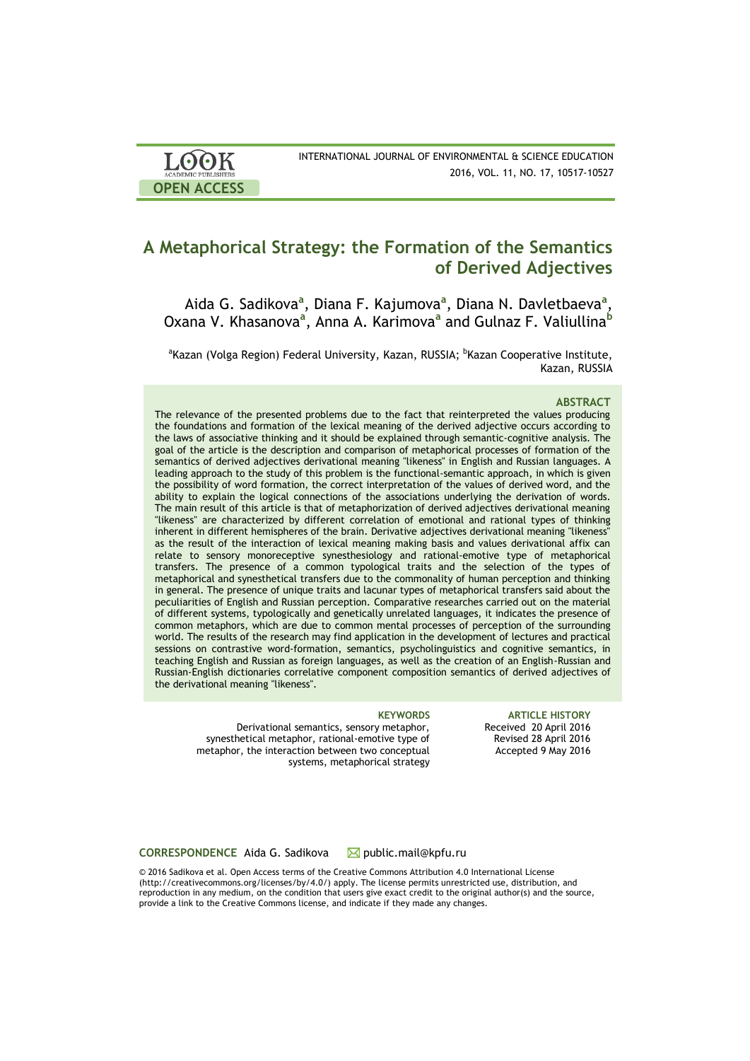# A Metaphorical Strategy: the Formation of the Semantics of Derived Adjectives

Aida G. Sadikova[a], Diana F. Kajumova[a], Diana N. Davletbaeva[a], Oxana V. Khasanova[a], Anna A. Karimova[a] and Gulnaz F. Valiullina[b]

[a]Kazan (Volga Region) Federal University, Kazan, RUSSIA; [b]Kazan Cooperative Institute, Kazan, RUSSIA

### ABSTRACT

The relevance of the presented problems due to the fact that reinterpreted the values producing the foundations and formation of the lexical meaning of the derived adjective occurs according to the laws of associative thinking and it should be explained through semantic-cognitive analysis. The goal of the article is the description and comparison of metaphorical processes of formation of the semantics of derived adjectives derivational meaning "likeness" in English and Russian languages. A leading approach to the study of this problem is the functional-semantic approach, in which is given the possibility of word formation, the correct interpretation of the values of derived word, and the ability to explain the logical connections of the associations underlying the derivation of words. The main result of this article is that of metaphorization of derived adjectives derivational meaning "likeness" are characterized by different correlation of emotional and rational types of thinking inherent in different hemispheres of the brain. Derivative adjectives derivational meaning "likeness" as the result of the interaction of lexical meaning making basis and values derivational affix can relate to sensory monoreceptive synesthesiology and rational-emotive type of metaphorical transfers. The presence of a common typological traits and the selection of the types of metaphorical and synesthetical transfers due to the commonality of human perception and thinking in general. The presence of unique traits and lacunar types of metaphorical transfers said about the peculiarities of English and Russian perception. Comparative researches carried out on the material of different systems, typologically and genetically unrelated languages, it indicates the presence of common metaphors, which are due to common mental processes of perception of the surrounding world. The results of the research may find application in the development of lectures and practical sessions on contrastive word-formation, semantics, psycholinguistics and cognitive semantics, in teaching English and Russian as foreign languages, as well as the creation of an English-Russian and Russian-English dictionaries correlative component composition semantics of derived adjectives of the derivational meaning "likeness".

**KEYWORDS**

Derivational semantics, sensory metaphor, synesthetical metaphor, rational-emotive type of metaphor, the interaction between two conceptual systems, metaphorical strategy

**ARTICLE HISTORY**

Received 20 April 2016
Revised 28 April 2016
Accepted 9 May 2016

**CORRESPONDENCE** Aida G. Sadikova ✉ public.mail@kpfu.ru

© 2016 Sadikova et al. Open Access terms of the Creative Commons Attribution 4.0 International License (http://creativecommons.org/licenses/by/4.0/) apply. The license permits unrestricted use, distribution, and reproduction in any medium, on the condition that users give exact credit to the original author(s) and the source, provide a link to the Creative Commons license, and indicate if they made any changes.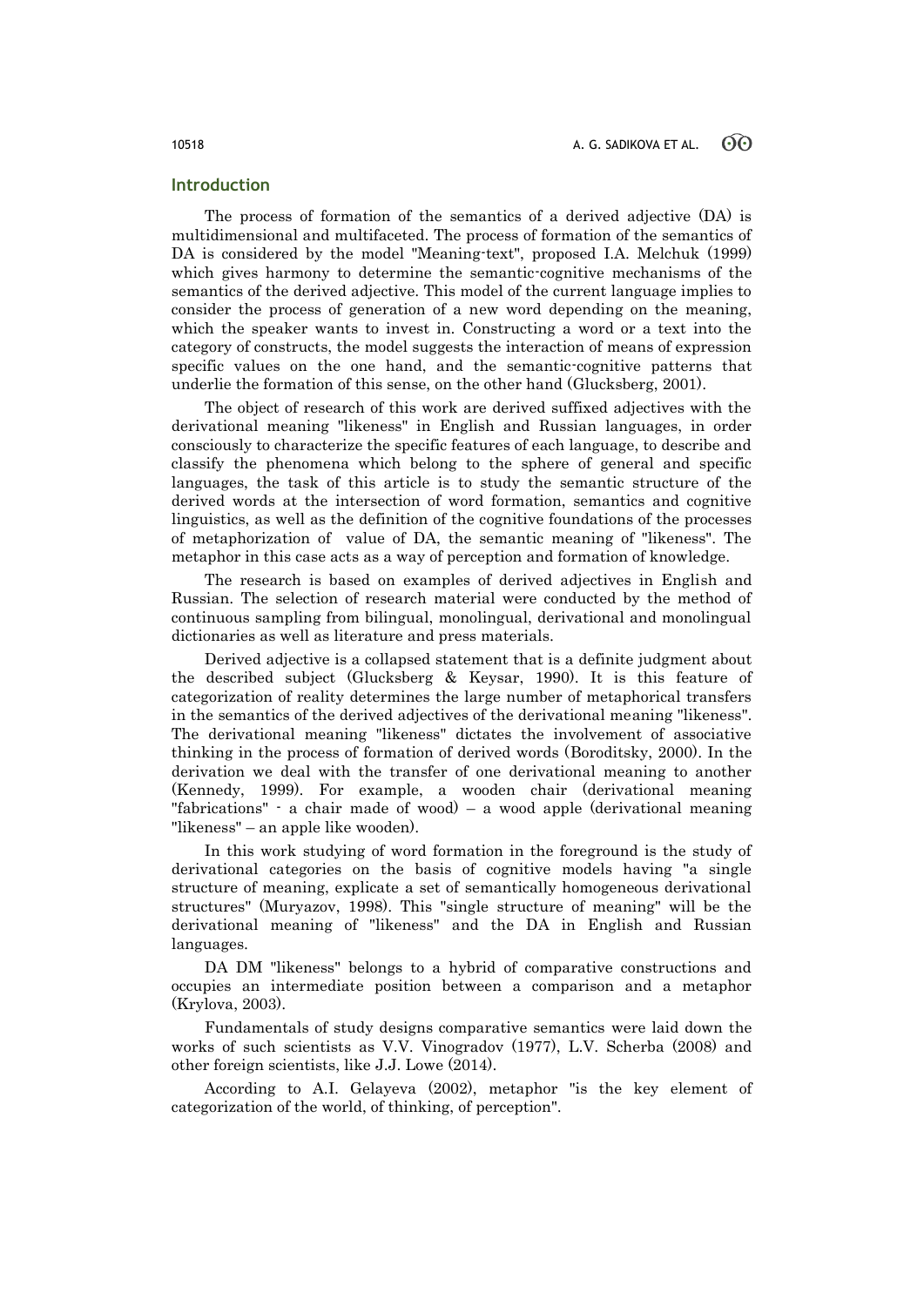## Introduction

The process of formation of the semantics of a derived adjective (DA) is multidimensional and multifaceted. The process of formation of the semantics of DA is considered by the model "Meaning-text", proposed I.A. Melchuk (1999) which gives harmony to determine the semantic-cognitive mechanisms of the semantics of the derived adjective. This model of the current language implies to consider the process of generation of a new word depending on the meaning, which the speaker wants to invest in. Constructing a word or a text into the category of constructs, the model suggests the interaction of means of expression specific values on the one hand, and the semantic-cognitive patterns that underlie the formation of this sense, on the other hand (Glucksberg, 2001).

The object of research of this work are derived suffixed adjectives with the derivational meaning "likeness" in English and Russian languages, in order consciously to characterize the specific features of each language, to describe and classify the phenomena which belong to the sphere of general and specific languages, the task of this article is to study the semantic structure of the derived words at the intersection of word formation, semantics and cognitive linguistics, as well as the definition of the cognitive foundations of the processes of metaphorization of value of DA, the semantic meaning of "likeness". The metaphor in this case acts as a way of perception and formation of knowledge.

The research is based on examples of derived adjectives in English and Russian. The selection of research material were conducted by the method of continuous sampling from bilingual, monolingual, derivational and monolingual dictionaries as well as literature and press materials.

Derived adjective is a collapsed statement that is a definite judgment about the described subject (Glucksberg & Keysar, 1990). It is this feature of categorization of reality determines the large number of metaphorical transfers in the semantics of the derived adjectives of the derivational meaning "likeness". The derivational meaning "likeness" dictates the involvement of associative thinking in the process of formation of derived words (Boroditsky, 2000). In the derivation we deal with the transfer of one derivational meaning to another (Kennedy, 1999). For example, a wooden chair (derivational meaning "fabrications" - a chair made of wood) – a wood apple (derivational meaning "likeness" – an apple like wooden).

In this work studying of word formation in the foreground is the study of derivational categories on the basis of cognitive models having "a single structure of meaning, explicate a set of semantically homogeneous derivational structures" (Muryazov, 1998). This "single structure of meaning" will be the derivational meaning of "likeness" and the DA in English and Russian languages.

DA DM "likeness" belongs to a hybrid of comparative constructions and occupies an intermediate position between a comparison and a metaphor (Krylova, 2003).

Fundamentals of study designs comparative semantics were laid down the works of such scientists as V.V. Vinogradov (1977), L.V. Scherba (2008) and other foreign scientists, like J.J. Lowe (2014).

According to A.I. Gelayeva (2002), metaphor "is the key element of categorization of the world, of thinking, of perception".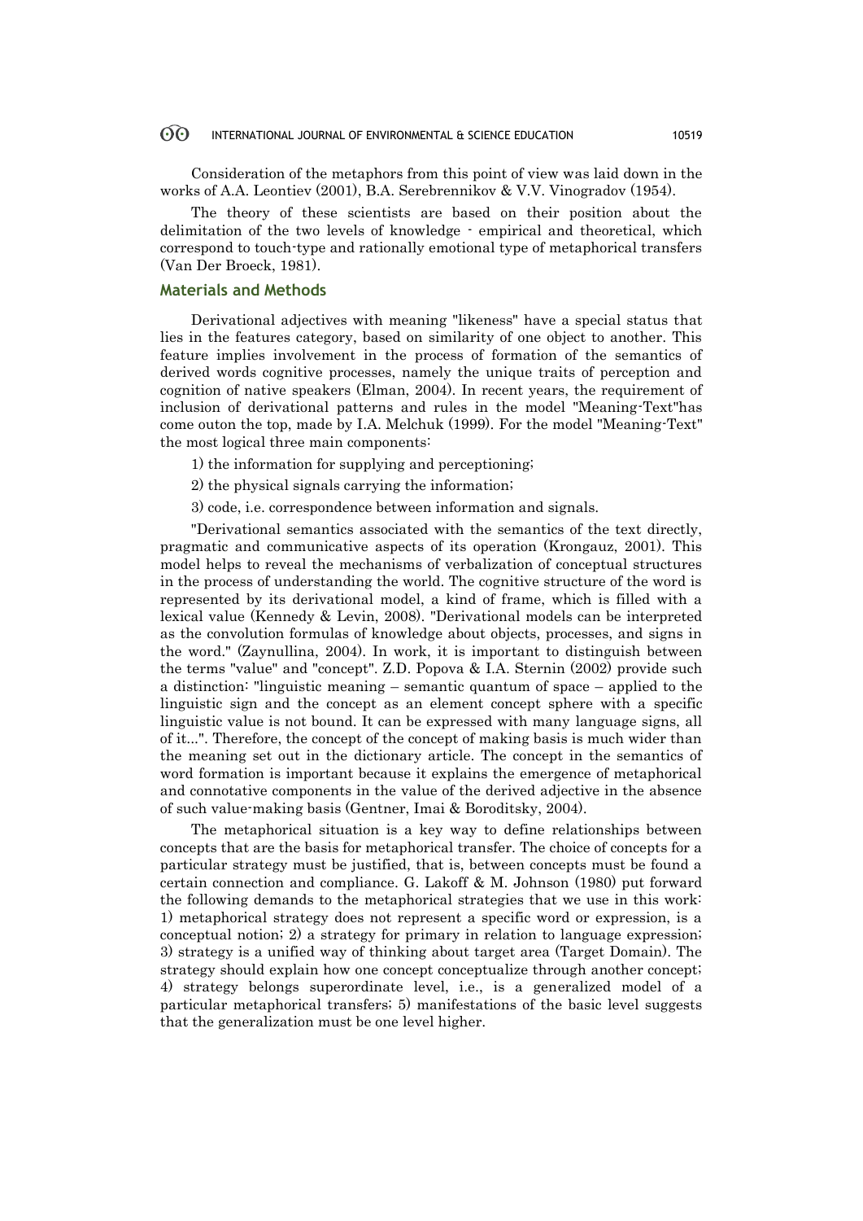Consideration of the metaphors from this point of view was laid down in the works of A.A. Leontiev (2001), B.A. Serebrennikov & V.V. Vinogradov (1954).

The theory of these scientists are based on their position about the delimitation of the two levels of knowledge - empirical and theoretical, which correspond to touch-type and rationally emotional type of metaphorical transfers (Van Der Broeck, 1981).

## Materials and Methods

Derivational adjectives with meaning "likeness" have a special status that lies in the features category, based on similarity of one object to another. This feature implies involvement in the process of formation of the semantics of derived words cognitive processes, namely the unique traits of perception and cognition of native speakers (Elman, 2004). In recent years, the requirement of inclusion of derivational patterns and rules in the model "Meaning-Text"has come outon the top, made by I.A. Melchuk (1999). For the model "Meaning-Text" the most logical three main components:

1) the information for supplying and perceptioning;

2) the physical signals carrying the information;

3) code, i.e. correspondence between information and signals.

"Derivational semantics associated with the semantics of the text directly, pragmatic and communicative aspects of its operation (Krongauz, 2001). This model helps to reveal the mechanisms of verbalization of conceptual structures in the process of understanding the world. The cognitive structure of the word is represented by its derivational model, a kind of frame, which is filled with a lexical value (Kennedy & Levin, 2008). "Derivational models can be interpreted as the convolution formulas of knowledge about objects, processes, and signs in the word." (Zaynullina, 2004). In work, it is important to distinguish between the terms "value" and "concept". Z.D. Popova & I.A. Sternin (2002) provide such a distinction: "linguistic meaning – semantic quantum of space – applied to the linguistic sign and the concept as an element concept sphere with a specific linguistic value is not bound. It can be expressed with many language signs, all of it...". Therefore, the concept of the concept of making basis is much wider than the meaning set out in the dictionary article. The concept in the semantics of word formation is important because it explains the emergence of metaphorical and connotative components in the value of the derived adjective in the absence of such value-making basis (Gentner, Imai & Boroditsky, 2004).

The metaphorical situation is a key way to define relationships between concepts that are the basis for metaphorical transfer. The choice of concepts for a particular strategy must be justified, that is, between concepts must be found a certain connection and compliance. G. Lakoff & M. Johnson (1980) put forward the following demands to the metaphorical strategies that we use in this work: 1) metaphorical strategy does not represent a specific word or expression, is a conceptual notion; 2) a strategy for primary in relation to language expression; 3) strategy is a unified way of thinking about target area (Target Domain). The strategy should explain how one concept conceptualize through another concept; 4) strategy belongs superordinate level, i.e., is a generalized model of a particular metaphorical transfers; 5) manifestations of the basic level suggests that the generalization must be one level higher.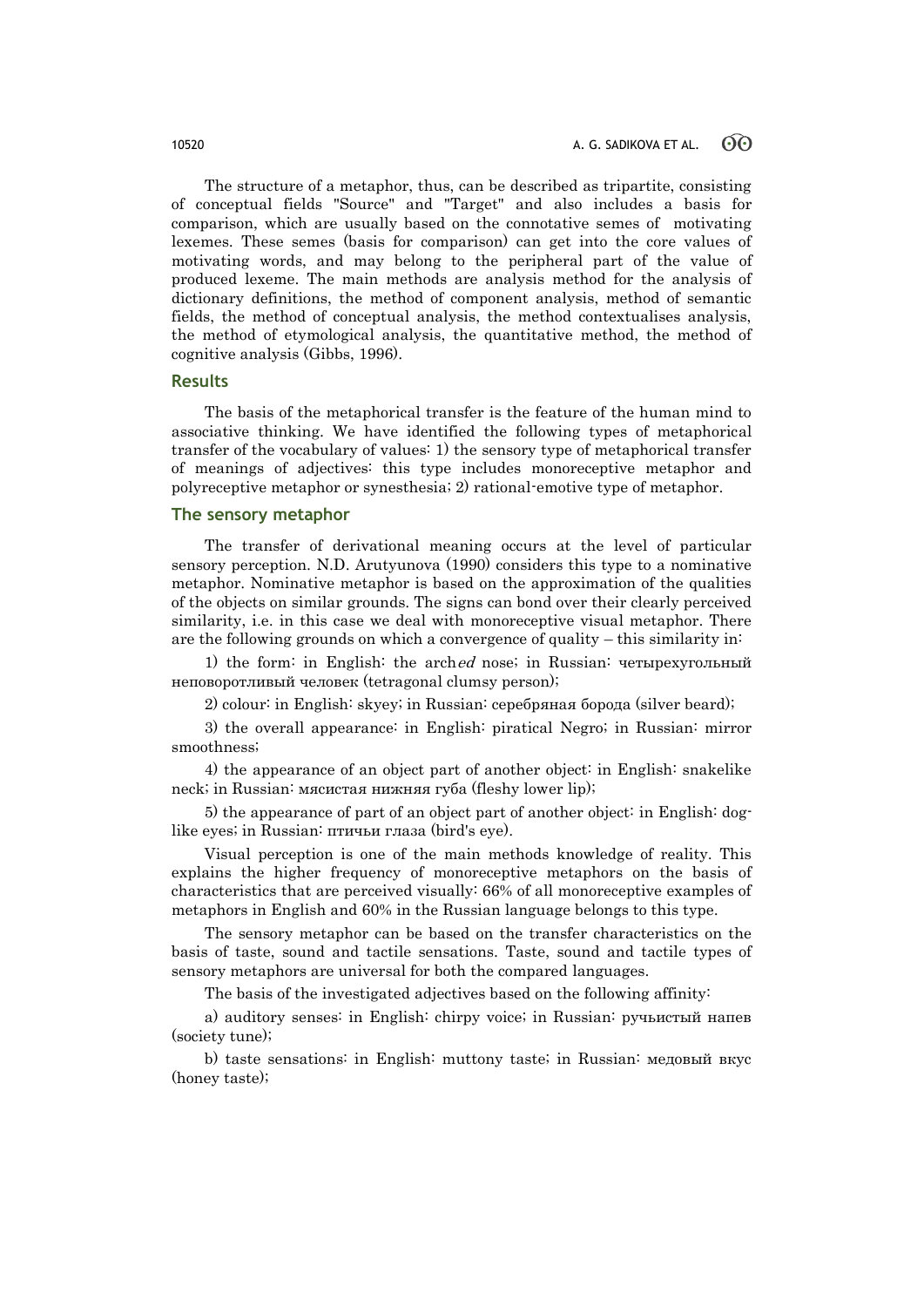The structure of a metaphor, thus, can be described as tripartite, consisting of conceptual fields "Source" and "Target" and also includes a basis for comparison, which are usually based on the connotative semes of motivating lexemes. These semes (basis for comparison) can get into the core values of motivating words, and may belong to the peripheral part of the value of produced lexeme. The main methods are analysis method for the analysis of dictionary definitions, the method of component analysis, method of semantic fields, the method of conceptual analysis, the method contextualises analysis, the method of etymological analysis, the quantitative method, the method of cognitive analysis (Gibbs, 1996).

## Results

The basis of the metaphorical transfer is the feature of the human mind to associative thinking. We have identified the following types of metaphorical transfer of the vocabulary of values: 1) the sensory type of metaphorical transfer of meanings of adjectives: this type includes monoreceptive metaphor and polyreceptive metaphor or synesthesia; 2) rational-emotive type of metaphor.

## The sensory metaphor

The transfer of derivational meaning occurs at the level of particular sensory perception. N.D. Arutyunova (1990) considers this type to a nominative metaphor. Nominative metaphor is based on the approximation of the qualities of the objects on similar grounds. The signs can bond over their clearly perceived similarity, i.e. in this case we deal with monoreceptive visual metaphor. There are the following grounds on which a convergence of quality – this similarity in:

1) the form: in English: the arch*ed* nose; in Russian: четырехугольный неповоротливый человек (tetragonal clumsy person);

2) colour: in English: skyey; in Russian: серебряная борода (silver beard);

3) the overall appearance: in English: piratical Negro; in Russian: mirror smoothness;

4) the appearance of an object part of another object: in English: snakelike neck; in Russian: мясистая нижняя губа (fleshy lower lip);

5) the appearance of part of an object part of another object: in English: dog-like eyes; in Russian: птичьи глаза (bird's eye).

Visual perception is one of the main methods knowledge of reality. This explains the higher frequency of monoreceptive metaphors on the basis of characteristics that are perceived visually: 66% of all monoreceptive examples of metaphors in English and 60% in the Russian language belongs to this type.

The sensory metaphor can be based on the transfer characteristics on the basis of taste, sound and tactile sensations. Taste, sound and tactile types of sensory metaphors are universal for both the compared languages.

The basis of the investigated adjectives based on the following affinity:

a) auditory senses: in English: chirpy voice; in Russian: ручьистый напев (society tune);

b) taste sensations: in English: muttony taste; in Russian: медовый вкус (honey taste);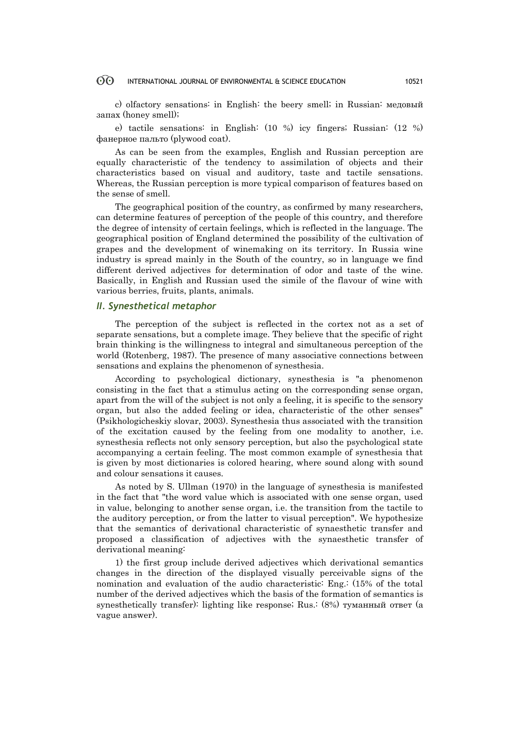c) olfactory sensations: in English: the beery smell; in Russian: медовый запах (honey smell);

e) tactile sensations: in English: (10 %) icy fingers; Russian: (12 %) фанерное пальто (plywood coat).

As can be seen from the examples, English and Russian perception are equally characteristic of the tendency to assimilation of objects and their characteristics based on visual and auditory, taste and tactile sensations. Whereas, the Russian perception is more typical comparison of features based on the sense of smell.

The geographical position of the country, as confirmed by many researchers, can determine features of perception of the people of this country, and therefore the degree of intensity of certain feelings, which is reflected in the language. The geographical position of England determined the possibility of the cultivation of grapes and the development of winemaking on its territory. In Russia wine industry is spread mainly in the South of the country, so in language we find different derived adjectives for determination of odor and taste of the wine. Basically, in English and Russian used the simile of the flavour of wine with various berries, fruits, plants, animals.

## *II. Synesthetical metaphor*

The perception of the subject is reflected in the cortex not as a set of separate sensations, but a complete image. They believe that the specific of right brain thinking is the willingness to integral and simultaneous perception of the world (Rotenberg, 1987). The presence of many associative connections between sensations and explains the phenomenon of synesthesia.

According to psychological dictionary, synesthesia is "a phenomenon consisting in the fact that a stimulus acting on the corresponding sense organ, apart from the will of the subject is not only a feeling, it is specific to the sensory organ, but also the added feeling or idea, characteristic of the other senses" (Psikhologicheskiy slovar, 2003). Synesthesia thus associated with the transition of the excitation caused by the feeling from one modality to another, i.e. synesthesia reflects not only sensory perception, but also the psychological state accompanying a certain feeling. The most common example of synesthesia that is given by most dictionaries is colored hearing, where sound along with sound and colour sensations it causes.

As noted by S. Ullman (1970) in the language of synesthesia is manifested in the fact that "the word value which is associated with one sense organ, used in value, belonging to another sense organ, i.e. the transition from the tactile to the auditory perception, or from the latter to visual perception". We hypothesize that the semantics of derivational characteristic of synaesthetic transfer and proposed a classification of adjectives with the synaesthetic transfer of derivational meaning:

1) the first group include derived adjectives which derivational semantics changes in the direction of the displayed visually perceivable signs of the nomination and evaluation of the audio characteristic: Eng.: (15% of the total number of the derived adjectives which the basis of the formation of semantics is synesthetically transfer): lighting like response; Rus.: (8%) туманный ответ (a vague answer).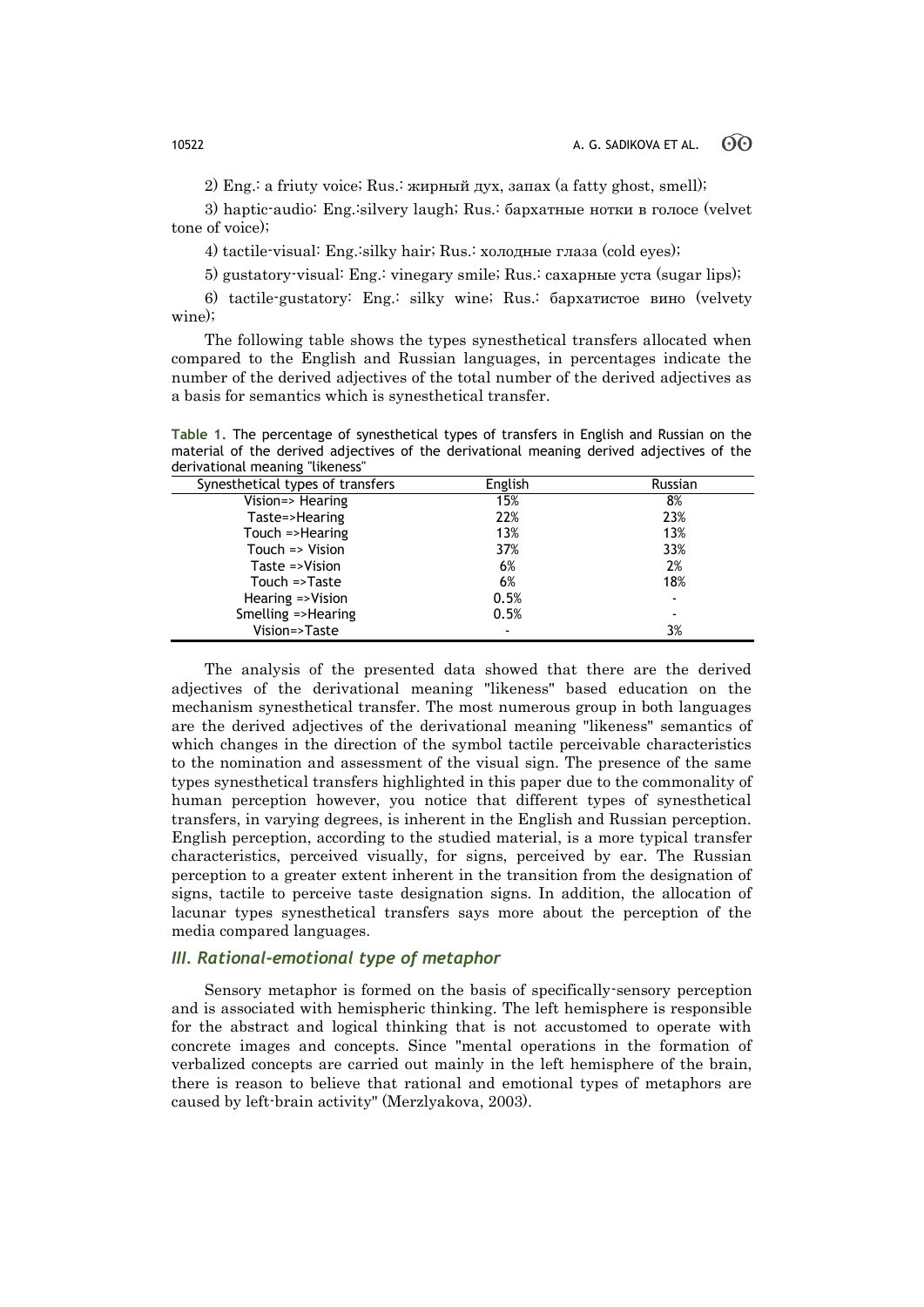2) Eng.: a friuty voice; Rus.: жирный дух, запах (a fatty ghost, smell);

3) haptic-audio: Eng.:silvery laugh; Rus.: бархатные нотки в голосе (velvet tone of voice);

4) tactile-visual: Eng.:silky hair; Rus.: холодные глаза (cold eyes);

5) gustatory-visual: Eng.: vinegary smile; Rus.: сахарные уста (sugar lips);

6) tactile-gustatory: Eng.: silky wine; Rus.: бархатистое вино (velvety wine);

The following table shows the types synesthetical transfers allocated when compared to the English and Russian languages, in percentages indicate the number of the derived adjectives of the total number of the derived adjectives as a basis for semantics which is synesthetical transfer.

**Table 1.** The percentage of synesthetical types of transfers in English and Russian on the material of the derived adjectives of the derivational meaning derived adjectives of the derivational meaning "likeness"

| Synesthetical types of transfers | English | Russian |
|---|---|---|
| Vision=> Hearing | 15% | 8% |
| Taste=>Hearing | 22% | 23% |
| Touch =>Hearing | 13% | 13% |
| Touch => Vision | 37% | 33% |
| Taste =>Vision | 6% | 2% |
| Touch =>Taste | 6% | 18% |
| Hearing =>Vision | 0.5% | - |
| Smelling =>Hearing | 0.5% | - |
| Vision=>Taste | - | 3% |

The analysis of the presented data showed that there are the derived adjectives of the derivational meaning "likeness" based education on the mechanism synesthetical transfer. The most numerous group in both languages are the derived adjectives of the derivational meaning "likeness" semantics of which changes in the direction of the symbol tactile perceivable characteristics to the nomination and assessment of the visual sign. The presence of the same types synesthetical transfers highlighted in this paper due to the commonality of human perception however, you notice that different types of synesthetical transfers, in varying degrees, is inherent in the English and Russian perception. English perception, according to the studied material, is a more typical transfer characteristics, perceived visually, for signs, perceived by ear. The Russian perception to a greater extent inherent in the transition from the designation of signs, tactile to perceive taste designation signs. In addition, the allocation of lacunar types synesthetical transfers says more about the perception of the media compared languages.

### *III. Rational-emotional type of metaphor*

Sensory metaphor is formed on the basis of specifically-sensory perception and is associated with hemispheric thinking. The left hemisphere is responsible for the abstract and logical thinking that is not accustomed to operate with concrete images and concepts. Since "mental operations in the formation of verbalized concepts are carried out mainly in the left hemisphere of the brain, there is reason to believe that rational and emotional types of metaphors are caused by left-brain activity" (Merzlyakova, 2003).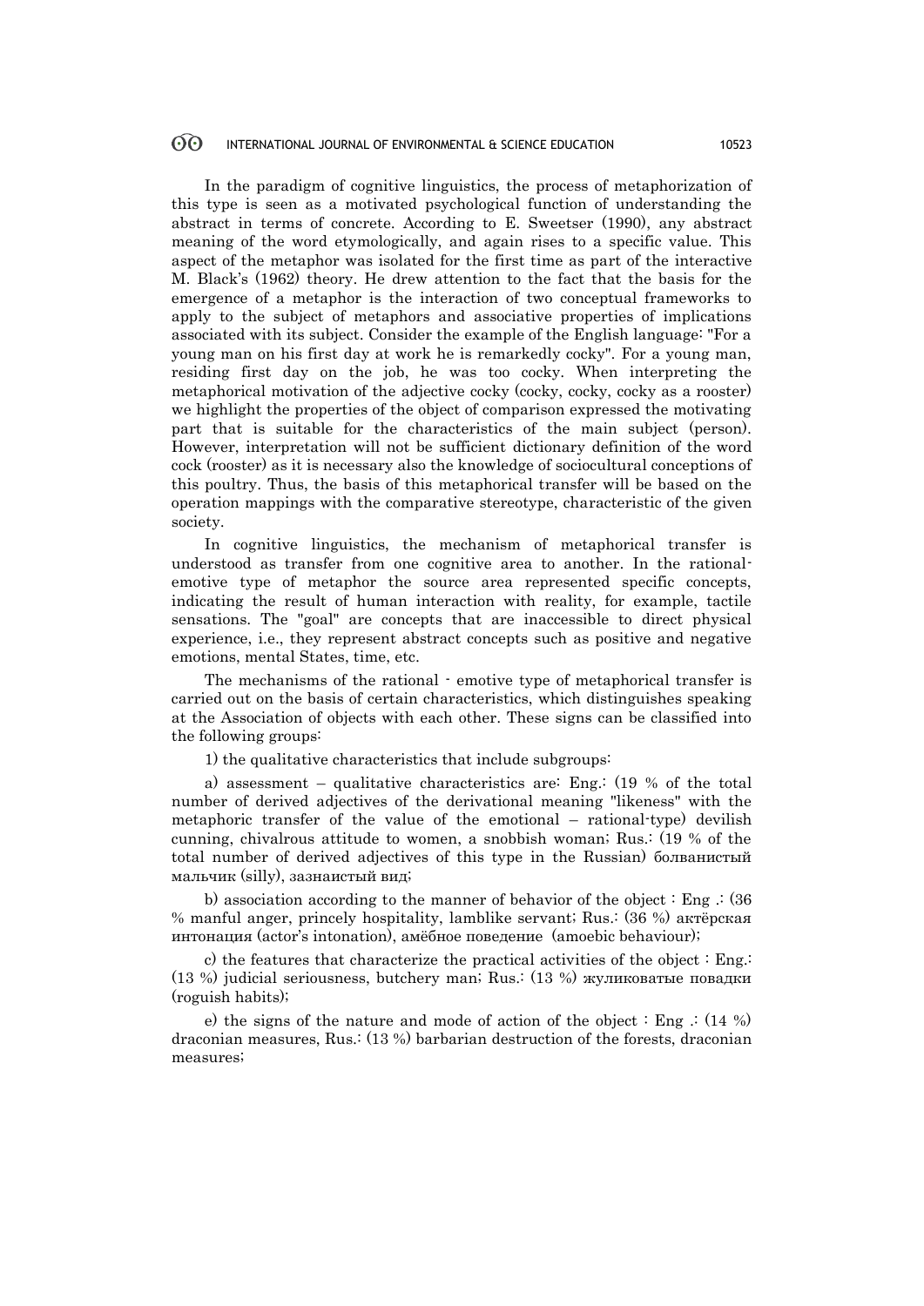In the paradigm of cognitive linguistics, the process of metaphorization of this type is seen as a motivated psychological function of understanding the abstract in terms of concrete. According to E. Sweetser (1990), any abstract meaning of the word etymologically, and again rises to a specific value. This aspect of the metaphor was isolated for the first time as part of the interactive M. Black's (1962) theory. He drew attention to the fact that the basis for the emergence of a metaphor is the interaction of two conceptual frameworks to apply to the subject of metaphors and associative properties of implications associated with its subject. Consider the example of the English language: "For a young man on his first day at work he is remarkedly cocky". For a young man, residing first day on the job, he was too cocky. When interpreting the metaphorical motivation of the adjective cocky (cocky, cocky, cocky as a rooster) we highlight the properties of the object of comparison expressed the motivating part that is suitable for the characteristics of the main subject (person). However, interpretation will not be sufficient dictionary definition of the word cock (rooster) as it is necessary also the knowledge of sociocultural conceptions of this poultry. Thus, the basis of this metaphorical transfer will be based on the operation mappings with the comparative stereotype, characteristic of the given society.

In cognitive linguistics, the mechanism of metaphorical transfer is understood as transfer from one cognitive area to another. In the rational-emotive type of metaphor the source area represented specific concepts, indicating the result of human interaction with reality, for example, tactile sensations. The "goal" are concepts that are inaccessible to direct physical experience, i.e., they represent abstract concepts such as positive and negative emotions, mental States, time, etc.

The mechanisms of the rational - emotive type of metaphorical transfer is carried out on the basis of certain characteristics, which distinguishes speaking at the Association of objects with each other. These signs can be classified into the following groups:

1) the qualitative characteristics that include subgroups:

a) assessment – qualitative characteristics are: Eng.: (19 % of the total number of derived adjectives of the derivational meaning "likeness" with the metaphoric transfer of the value of the emotional – rational-type) devilish cunning, chivalrous attitude to women, a snobbish woman; Rus.: (19 % of the total number of derived adjectives of this type in the Russian) болванистый мальчик (silly), зазнаистый вид;

b) association according to the manner of behavior of the object : Eng .: (36 % manful anger, princely hospitality, lamblike servant; Rus.: (36 %) актёрская интонация (actor's intonation), амёбное поведение (amoebic behaviour);

c) the features that characterize the practical activities of the object : Eng.: (13 %) judicial seriousness, butchery man; Rus.: (13 %) жуликоватые повадки (roguish habits);

e) the signs of the nature and mode of action of the object : Eng .: (14 %) draconian measures, Rus.: (13 %) barbarian destruction of the forests, draconian measures;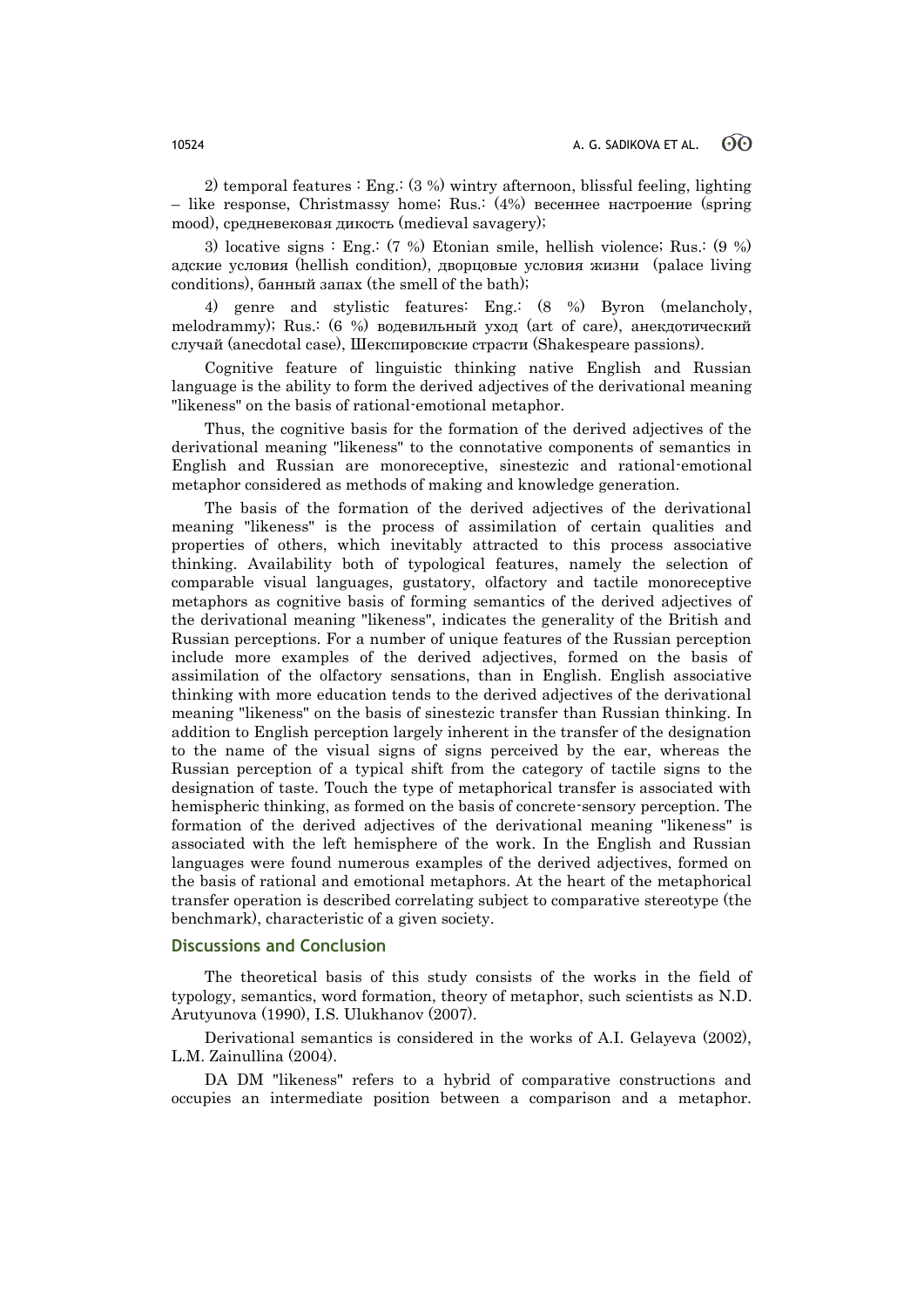2) temporal features : Eng.: (3 %) wintry afternoon, blissful feeling, lighting – like response, Christmassy home; Rus.: (4%) весеннее настроение (spring mood), средневековая дикость (medieval savagery);

3) locative signs : Eng.: (7 %) Etonian smile, hellish violence; Rus.: (9 %) адские условия (hellish condition), дворцовые условия жизни (palace living conditions), банный запах (the smell of the bath);

4) genre and stylistic features: Eng.: (8 %) Byron (melancholy, melodrammy); Rus.: (6 %) водевильный уход (art of care), анекдотический случай (anecdotal case), Шекспировские страсти (Shakespeare passions).

Cognitive feature of linguistic thinking native English and Russian language is the ability to form the derived adjectives of the derivational meaning "likeness" on the basis of rational-emotional metaphor.

Thus, the cognitive basis for the formation of the derived adjectives of the derivational meaning "likeness" to the connotative components of semantics in English and Russian are monoreceptive, sinestezic and rational-emotional metaphor considered as methods of making and knowledge generation.

The basis of the formation of the derived adjectives of the derivational meaning "likeness" is the process of assimilation of certain qualities and properties of others, which inevitably attracted to this process associative thinking. Availability both of typological features, namely the selection of comparable visual languages, gustatory, olfactory and tactile monoreceptive metaphors as cognitive basis of forming semantics of the derived adjectives of the derivational meaning "likeness", indicates the generality of the British and Russian perceptions. For a number of unique features of the Russian perception include more examples of the derived adjectives, formed on the basis of assimilation of the olfactory sensations, than in English. English associative thinking with more education tends to the derived adjectives of the derivational meaning "likeness" on the basis of sinestezic transfer than Russian thinking. In addition to English perception largely inherent in the transfer of the designation to the name of the visual signs of signs perceived by the ear, whereas the Russian perception of a typical shift from the category of tactile signs to the designation of taste. Touch the type of metaphorical transfer is associated with hemispheric thinking, as formed on the basis of concrete-sensory perception. The formation of the derived adjectives of the derivational meaning "likeness" is associated with the left hemisphere of the work. In the English and Russian languages were found numerous examples of the derived adjectives, formed on the basis of rational and emotional metaphors. At the heart of the metaphorical transfer operation is described correlating subject to comparative stereotype (the benchmark), characteristic of a given society.

## Discussions and Conclusion

The theoretical basis of this study consists of the works in the field of typology, semantics, word formation, theory of metaphor, such scientists as N.D. Arutyunova (1990), I.S. Ulukhanov (2007).

Derivational semantics is considered in the works of A.I. Gelayeva (2002), L.M. Zainullina (2004).

DA DM "likeness" refers to a hybrid of comparative constructions and occupies an intermediate position between a comparison and a metaphor.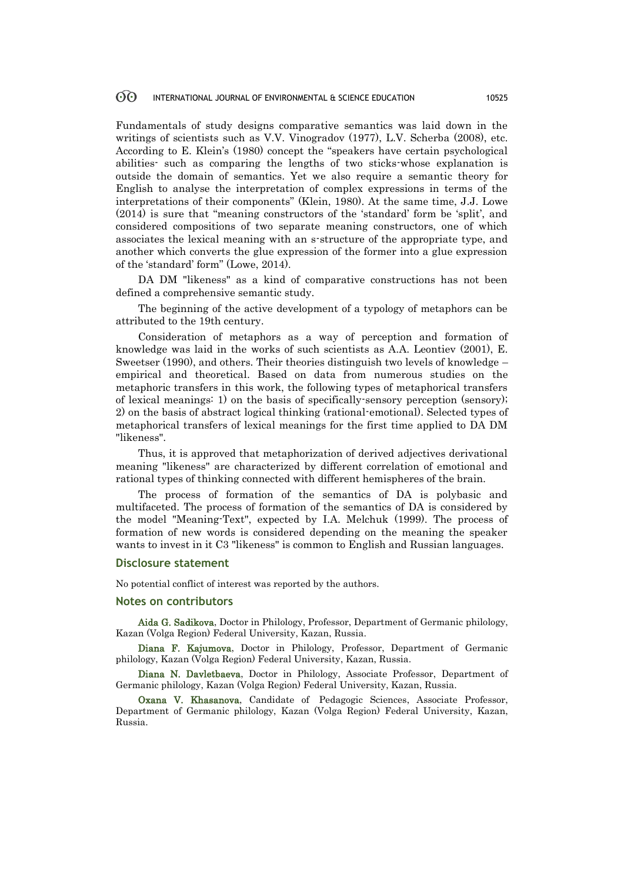Fundamentals of study designs comparative semantics was laid down in the writings of scientists such as V.V. Vinogradov (1977), L.V. Scherba (2008), etc. According to E. Klein's (1980) concept the "speakers have certain psychological abilities- such as comparing the lengths of two sticks-whose explanation is outside the domain of semantics. Yet we also require a semantic theory for English to analyse the interpretation of complex expressions in terms of the interpretations of their components" (Klein, 1980). At the same time, J.J. Lowe (2014) is sure that "meaning constructors of the 'standard' form be 'split', and considered compositions of two separate meaning constructors, one of which associates the lexical meaning with an s-structure of the appropriate type, and another which converts the glue expression of the former into a glue expression of the 'standard' form" (Lowe, 2014).

DA DM "likeness" as a kind of comparative constructions has not been defined a comprehensive semantic study.

The beginning of the active development of a typology of metaphors can be attributed to the 19th century.

Consideration of metaphors as a way of perception and formation of knowledge was laid in the works of such scientists as A.A. Leontiev (2001), E. Sweetser (1990), and others. Their theories distinguish two levels of knowledge – empirical and theoretical. Based on data from numerous studies on the metaphoric transfers in this work, the following types of metaphorical transfers of lexical meanings: 1) on the basis of specifically-sensory perception (sensory); 2) on the basis of abstract logical thinking (rational-emotional). Selected types of metaphorical transfers of lexical meanings for the first time applied to DA DM "likeness".

Thus, it is approved that metaphorization of derived adjectives derivational meaning "likeness" are characterized by different correlation of emotional and rational types of thinking connected with different hemispheres of the brain.

The process of formation of the semantics of DA is polybasic and multifaceted. The process of formation of the semantics of DA is considered by the model "Meaning-Text", expected by I.A. Melchuk (1999). The process of formation of new words is considered depending on the meaning the speaker wants to invest in it C3 "likeness" is common to English and Russian languages.

## Disclosure statement

No potential conflict of interest was reported by the authors.

## Notes on contributors

**Aida G. Sadikova**, Doctor in Philology, Professor, Department of Germanic philology, Kazan (Volga Region) Federal University, Kazan, Russia.

**Diana F. Kajumova**, Doctor in Philology, Professor, Department of Germanic philology, Kazan (Volga Region) Federal University, Kazan, Russia.

**Diana N. Davletbaeva**, Doctor in Philology, Associate Professor, Department of Germanic philology, Kazan (Volga Region) Federal University, Kazan, Russia.

**Oxana V. Khasanova**, Candidate of Pedagogic Sciences, Associate Professor, Department of Germanic philology, Kazan (Volga Region) Federal University, Kazan, Russia.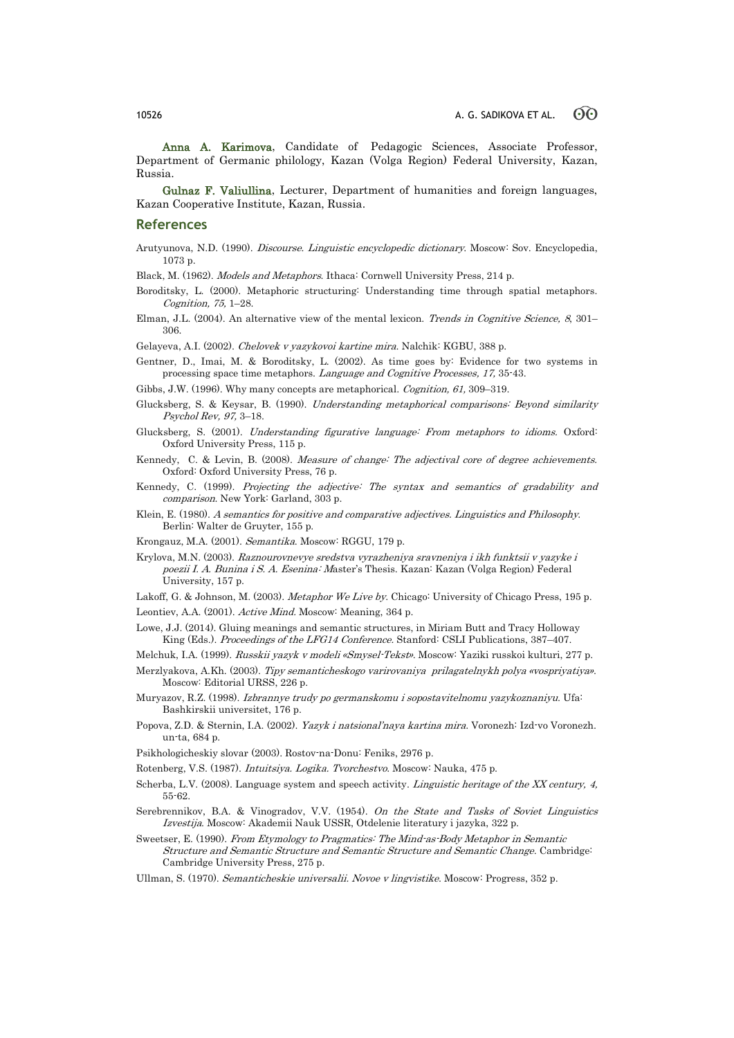**Anna A. Karimova**, Candidate of Pedagogic Sciences, Associate Professor, Department of Germanic philology, Kazan (Volga Region) Federal University, Kazan, Russia.

**Gulnaz F. Valiullina**, Lecturer, Department of humanities and foreign languages, Kazan Cooperative Institute, Kazan, Russia.

## References

Arutyunova, N.D. (1990). *Discourse. Linguistic encyclopedic dictionary*. Moscow: Sov. Encyclopedia, 1073 p.

Black, M. (1962). *Models and Metaphors*. Ithaca: Cornwell University Press, 214 p.

Boroditsky, L. (2000). Metaphoric structuring: Understanding time through spatial metaphors. *Cognition, 75,* 1–28.

Elman, J.L. (2004). An alternative view of the mental lexicon. *Trends in Cognitive Science, 8*, 301–306.

Gelayeva, A.I. (2002). *Chelovek v yazykovoi kartine mira*. Nalchik: KGBU, 388 p.

Gentner, D., Imai, M. & Boroditsky, L. (2002). As time goes by: Evidence for two systems in processing space time metaphors. *Language and Cognitive Processes, 17,* 35-43.

Gibbs, J.W. (1996). Why many concepts are metaphorical. *Cognition, 61,* 309–319.

Glucksberg, S. & Keysar, B. (1990). *Understanding metaphorical comparisons: Beyond similarity Psychol Rev, 97,* 3–18.

Glucksberg, S. (2001). *Understanding figurative language: From metaphors to idioms*. Oxford: Oxford University Press, 115 p.

Kennedy, C. & Levin, B. (2008). *Measure of change: The adjectival core of degree achievements*. Oxford: Oxford University Press, 76 p.

Kennedy, C. (1999). *Projecting the adjective: The syntax and semantics of gradability and comparison*. New York: Garland, 303 p.

Klein, E. (1980). *A semantics for positive and comparative adjectives. Linguistics and Philosophy*. Berlin: Walter de Gruyter, 155 p.

Krongauz, M.A. (2001). *Semantika*. Moscow: RGGU, 179 p.

Krylova, M.N. (2003). *Raznourovnevye sredstva vyrazheniya sravneniya i ikh funktsii v yazyke i poezii I. A. Bunina i S. A. Esenina: M*aster's Thesis. Kazan: Kazan (Volga Region) Federal University, 157 p.

Lakoff, G. & Johnson, M. (2003). *Metaphor We Live by*. Chicago: University of Chicago Press, 195 p.

Leontiev, A.A. (2001). *Active Mind*. Moscow: Meaning, 364 p.

Lowe, J.J. (2014). Gluing meanings and semantic structures, in Miriam Butt and Tracy Holloway King (Eds.). *Proceedings of the LFG14 Conference*. Stanford: CSLI Publications, 387–407.

Melchuk, I.A. (1999). *Russkii yazyk v modeli «Smysel-Tekst»*. Moscow: Yaziki russkoi kulturi, 277 p.

Merzlyakova, A.Kh. (2003). *Tipy semanticheskogo varirovaniya prilagatelnykh polya «vospriyatiya»*. Moscow: Editorial URSS, 226 p.

Muryazov, R.Z. (1998). *Izbrannye trudy po germanskomu i sopostavitelnomu yazykoznaniyu*. Ufa: Bashkirskii universitet, 176 p.

Popova, Z.D. & Sternin, I.A. (2002). *Yazyk i natsional'naya kartina mira*. Voronezh: Izd-vo Voronezh. un-ta, 684 p.

Psikhologicheskiy slovar (2003). Rostov-na-Donu: Feniks, 2976 p.

Rotenberg, V.S. (1987). *Intuitsiya. Logika. Tvorchestvo*. Moscow: Nauka, 475 p.

Scherba, L.V. (2008). Language system and speech activity. *Linguistic heritage of the XX century, 4,* 55-62.

Serebrennikov, B.A. & Vinogradov, V.V. (1954). *On the State and Tasks of Soviet Linguistics Izvestija*. Moscow: Akademii Nauk USSR, Otdelenie literatury i jazyka, 322 p.

Sweetser, E. (1990). *From Etymology to Pragmatics: The Mind-as-Body Metaphor in Semantic Structure and Semantic Structure and Semantic Structure and Semantic Change*. Cambridge: Cambridge University Press, 275 p.

Ullman, S. (1970). *Semanticheskie universalii. Novoe v lingvistike*. Moscow: Progress, 352 p.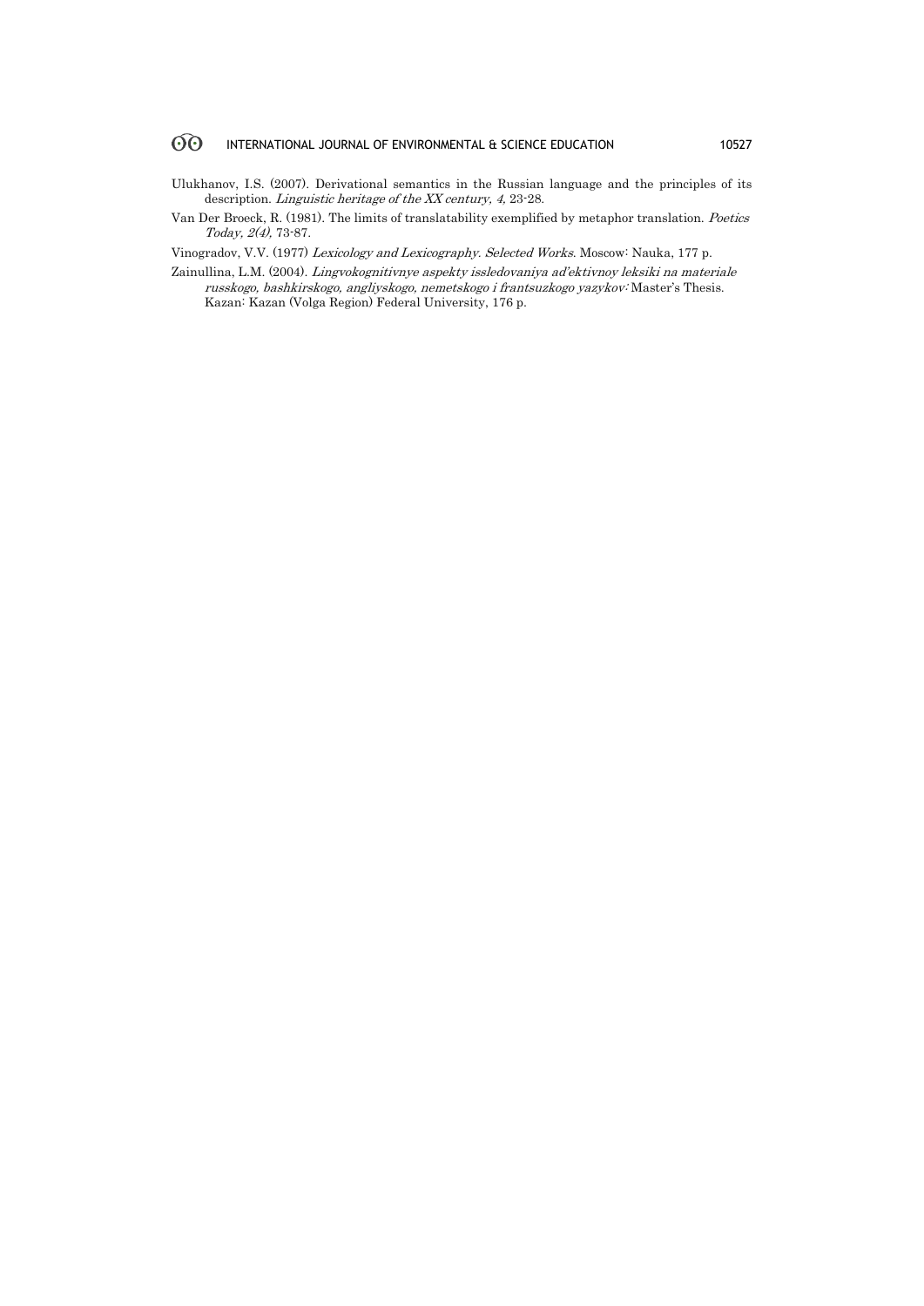Ulukhanov, I.S. (2007). Derivational semantics in the Russian language and the principles of its description. *Linguistic heritage of the XX century, 4,* 23-28.

Van Der Broeck, R. (1981). The limits of translatability exemplified by metaphor translation. *Poetics Today, 2(4),* 73-87.

Vinogradov, V.V. (1977) *Lexicology and Lexicography. Selected Works*. Moscow: Nauka, 177 p.

Zainullina, L.M. (2004). *Lingvokognitivnye aspekty issledovaniya ad'ektivnoy leksiki na materiale russkogo, bashkirskogo, angliyskogo, nemetskogo i frantsuzkogo yazykov:* Master's Thesis. Kazan: Kazan (Volga Region) Federal University, 176 p.